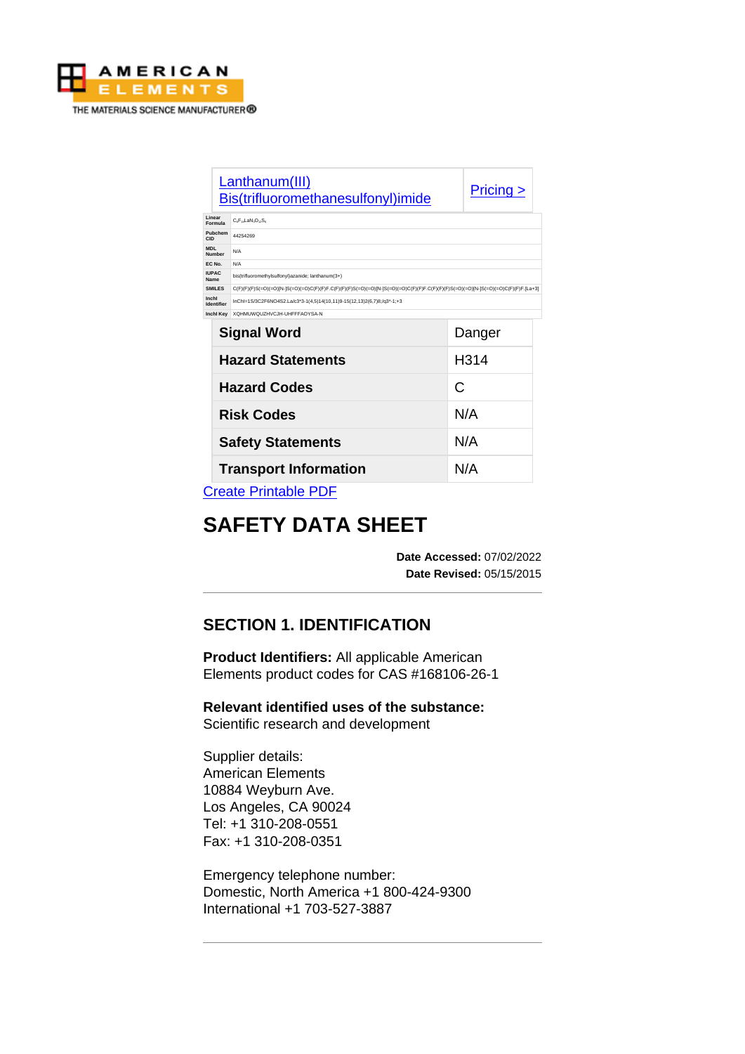AMERICAN ELEMENTS

THE MATERIALS SCIENCE MANUFACTURER®

| Lanthanum(III) Bis(trifluoromethanesulfonyl)imide | Pricing > |
| --- | --- |

| | |
| --- | --- |
| Linear Formula | $C_6F_{18}LaN_3O_{12}S_6$ |
| Pubchem CID | 44254269 |
| MDL Number | N/A |
| EC No. | N/A |
| IUPAC Name | bis(trifluoromethylsulfonyl)azanide; lanthanum(3+) |
| SMILES | C(F)(F)(F)S(=O)(=O)[N-]S(=O)(=O)C(F)(F)F.C(F)(F)(F)S(=O)(=O)[N-]S(=O)(=O)C(F)(F)F.C(F)(F)(F)S(=O)(=O)[N-]S(=O)(=O)C(F)(F)F.[La+3] |
| InchI Identifier | InChI=1S/3C2F6NO4S2.La/c3*3-1(4,5)14(10,11)9-15(12,13)2(6,7)8;/q3*-1;+3 |
| InchI Key | XQHMUWQUZHVCJH-UHFFFAOYSA-N |

| | |
| --- | --- |
| **Signal Word** | Danger |
| **Hazard Statements** | H314 |
| **Hazard Codes** | C |
| **Risk Codes** | N/A |
| **Safety Statements** | N/A |
| **Transport Information** | N/A |

Create Printable PDF

# SAFETY DATA SHEET

**Date Accessed:** 07/02/2022
**Date Revised:** 05/15/2015

---

## SECTION 1. IDENTIFICATION

**Product Identifiers:** All applicable American Elements product codes for CAS #168106-26-1

**Relevant identified uses of the substance:** Scientific research and development

Supplier details:
American Elements
10884 Weyburn Ave.
Los Angeles, CA 90024
Tel: +1 310-208-0551
Fax: +1 310-208-0351

Emergency telephone number:
Domestic, North America +1 800-424-9300
International +1 703-527-3887

---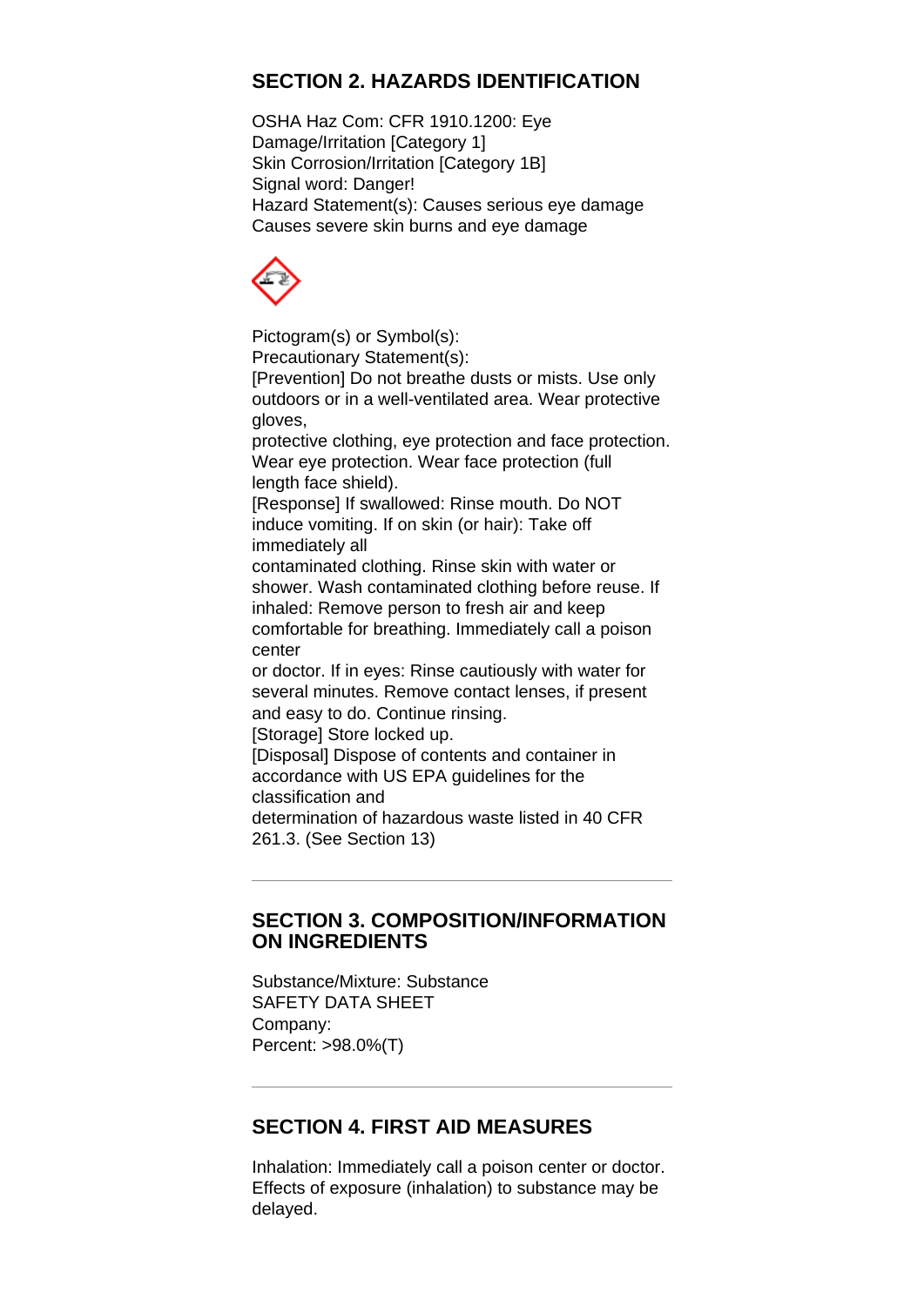## SECTION 2. HAZARDS IDENTIFICATION

OSHA Haz Com: CFR 1910.1200: Eye Damage/Irritation [Category 1]
Skin Corrosion/Irritation [Category 1B]
Signal word: Danger!
Hazard Statement(s): Causes serious eye damage
Causes severe skin burns and eye damage

Pictogram(s) or Symbol(s):
Precautionary Statement(s):
[Prevention] Do not breathe dusts or mists. Use only outdoors or in a well-ventilated area. Wear protective gloves,
protective clothing, eye protection and face protection. Wear eye protection. Wear face protection (full length face shield).
[Response] If swallowed: Rinse mouth. Do NOT induce vomiting. If on skin (or hair): Take off immediately all
contaminated clothing. Rinse skin with water or shower. Wash contaminated clothing before reuse. If inhaled: Remove person to fresh air and keep comfortable for breathing. Immediately call a poison center
or doctor. If in eyes: Rinse cautiously with water for several minutes. Remove contact lenses, if present and easy to do. Continue rinsing.
[Storage] Store locked up.
[Disposal] Dispose of contents and container in accordance with US EPA guidelines for the classification and
determination of hazardous waste listed in 40 CFR 261.3. (See Section 13)

---

## SECTION 3. COMPOSITION/INFORMATION ON INGREDIENTS

Substance/Mixture: Substance
SAFETY DATA SHEET
Company:
Percent: >98.0%(T)

---

## SECTION 4. FIRST AID MEASURES

Inhalation: Immediately call a poison center or doctor. Effects of exposure (inhalation) to substance may be delayed.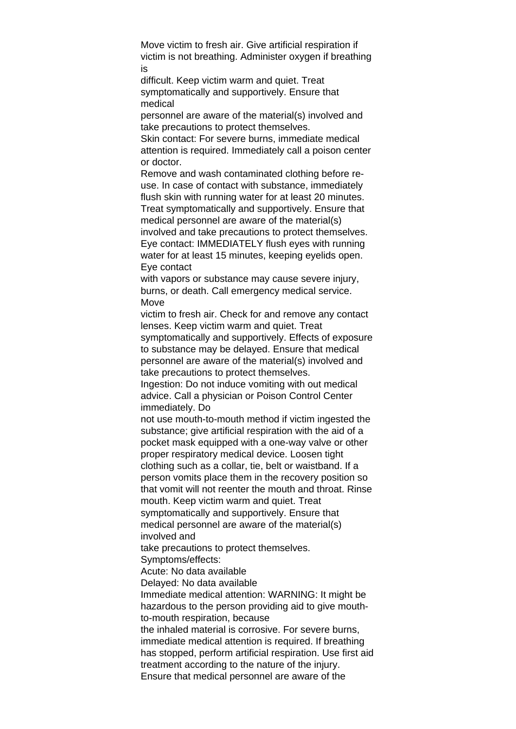Move victim to fresh air. Give artificial respiration if victim is not breathing. Administer oxygen if breathing is difficult. Keep victim warm and quiet. Treat symptomatically and supportively. Ensure that medical personnel are aware of the material(s) involved and take precautions to protect themselves.

Skin contact: For severe burns, immediate medical attention is required. Immediately call a poison center or doctor.

Remove and wash contaminated clothing before re-use. In case of contact with substance, immediately flush skin with running water for at least 20 minutes. Treat symptomatically and supportively. Ensure that medical personnel are aware of the material(s) involved and take precautions to protect themselves.

Eye contact: IMMEDIATELY flush eyes with running water for at least 15 minutes, keeping eyelids open. Eye contact with vapors or substance may cause severe injury, burns, or death. Call emergency medical service. Move victim to fresh air. Check for and remove any contact lenses. Keep victim warm and quiet. Treat symptomatically and supportively. Effects of exposure to substance may be delayed. Ensure that medical personnel are aware of the material(s) involved and take precautions to protect themselves.

Ingestion: Do not induce vomiting with out medical advice. Call a physician or Poison Control Center immediately. Do not use mouth-to-mouth method if victim ingested the substance; give artificial respiration with the aid of a pocket mask equipped with a one-way valve or other proper respiratory medical device. Loosen tight clothing such as a collar, tie, belt or waistband. If a person vomits place them in the recovery position so that vomit will not reenter the mouth and throat. Rinse mouth. Keep victim warm and quiet. Treat symptomatically and supportively. Ensure that medical personnel are aware of the material(s) involved and take precautions to protect themselves.

Symptoms/effects:

Acute: No data available

Delayed: No data available

Immediate medical attention: WARNING: It might be hazardous to the person providing aid to give mouth-to-mouth respiration, because the inhaled material is corrosive. For severe burns, immediate medical attention is required. If breathing has stopped, perform artificial respiration. Use first aid treatment according to the nature of the injury. Ensure that medical personnel are aware of the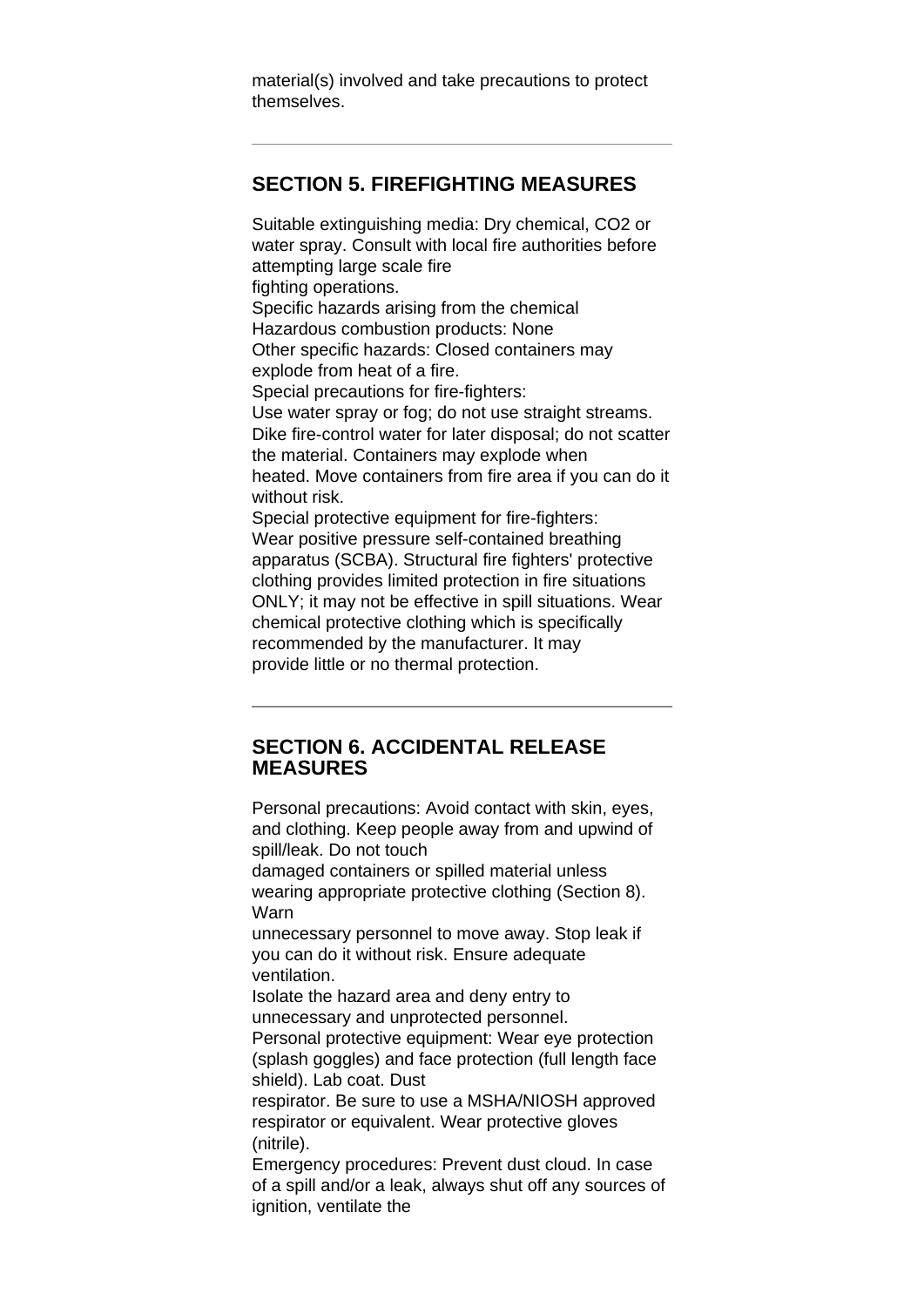material(s) involved and take precautions to protect themselves.

---

## SECTION 5. FIREFIGHTING MEASURES

Suitable extinguishing media: Dry chemical, $CO_2$ or water spray. Consult with local fire authorities before attempting large scale fire fighting operations.
Specific hazards arising from the chemical
Hazardous combustion products: None
Other specific hazards: Closed containers may explode from heat of a fire.
Special precautions for fire-fighters:
Use water spray or fog; do not use straight streams. Dike fire-control water for later disposal; do not scatter the material. Containers may explode when heated. Move containers from fire area if you can do it without risk.
Special protective equipment for fire-fighters:
Wear positive pressure self-contained breathing apparatus (SCBA). Structural fire fighters' protective clothing provides limited protection in fire situations ONLY; it may not be effective in spill situations. Wear chemical protective clothing which is specifically recommended by the manufacturer. It may provide little or no thermal protection.

---

## SECTION 6. ACCIDENTAL RELEASE MEASURES

Personal precautions: Avoid contact with skin, eyes, and clothing. Keep people away from and upwind of spill/leak. Do not touch damaged containers or spilled material unless wearing appropriate protective clothing (Section 8). Warn unnecessary personnel to move away. Stop leak if you can do it without risk. Ensure adequate ventilation.
Isolate the hazard area and deny entry to unnecessary and unprotected personnel.
Personal protective equipment: Wear eye protection (splash goggles) and face protection (full length face shield). Lab coat. Dust respirator. Be sure to use a MSHA/NIOSH approved respirator or equivalent. Wear protective gloves (nitrile).
Emergency procedures: Prevent dust cloud. In case of a spill and/or a leak, always shut off any sources of ignition, ventilate the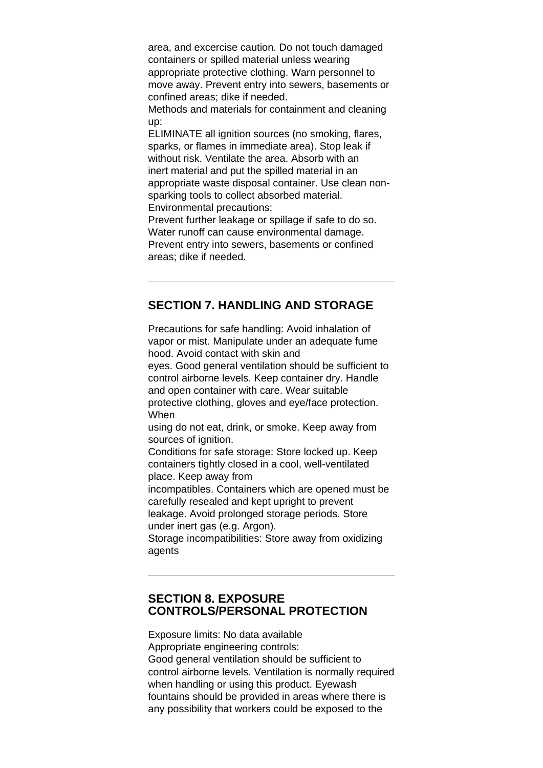area, and excercise caution. Do not touch damaged containers or spilled material unless wearing appropriate protective clothing. Warn personnel to move away. Prevent entry into sewers, basements or confined areas; dike if needed.

Methods and materials for containment and cleaning up:

ELIMINATE all ignition sources (no smoking, flares, sparks, or flames in immediate area). Stop leak if without risk. Ventilate the area. Absorb with an inert material and put the spilled material in an appropriate waste disposal container. Use clean non-sparking tools to collect absorbed material.

Environmental precautions:

Prevent further leakage or spillage if safe to do so. Water runoff can cause environmental damage. Prevent entry into sewers, basements or confined areas; dike if needed.

---

## SECTION 7. HANDLING AND STORAGE

Precautions for safe handling: Avoid inhalation of vapor or mist. Manipulate under an adequate fume hood. Avoid contact with skin and eyes. Good general ventilation should be sufficient to control airborne levels. Keep container dry. Handle and open container with care. Wear suitable protective clothing, gloves and eye/face protection. When using do not eat, drink, or smoke. Keep away from sources of ignition.

Conditions for safe storage: Store locked up. Keep containers tightly closed in a cool, well-ventilated place. Keep away from incompatibles. Containers which are opened must be carefully resealed and kept upright to prevent leakage. Avoid prolonged storage periods. Store under inert gas (e.g. Argon).

Storage incompatibilities: Store away from oxidizing agents

---

## SECTION 8. EXPOSURE CONTROLS/PERSONAL PROTECTION

Exposure limits: No data available

Appropriate engineering controls:

Good general ventilation should be sufficient to control airborne levels. Ventilation is normally required when handling or using this product. Eyewash fountains should be provided in areas where there is any possibility that workers could be exposed to the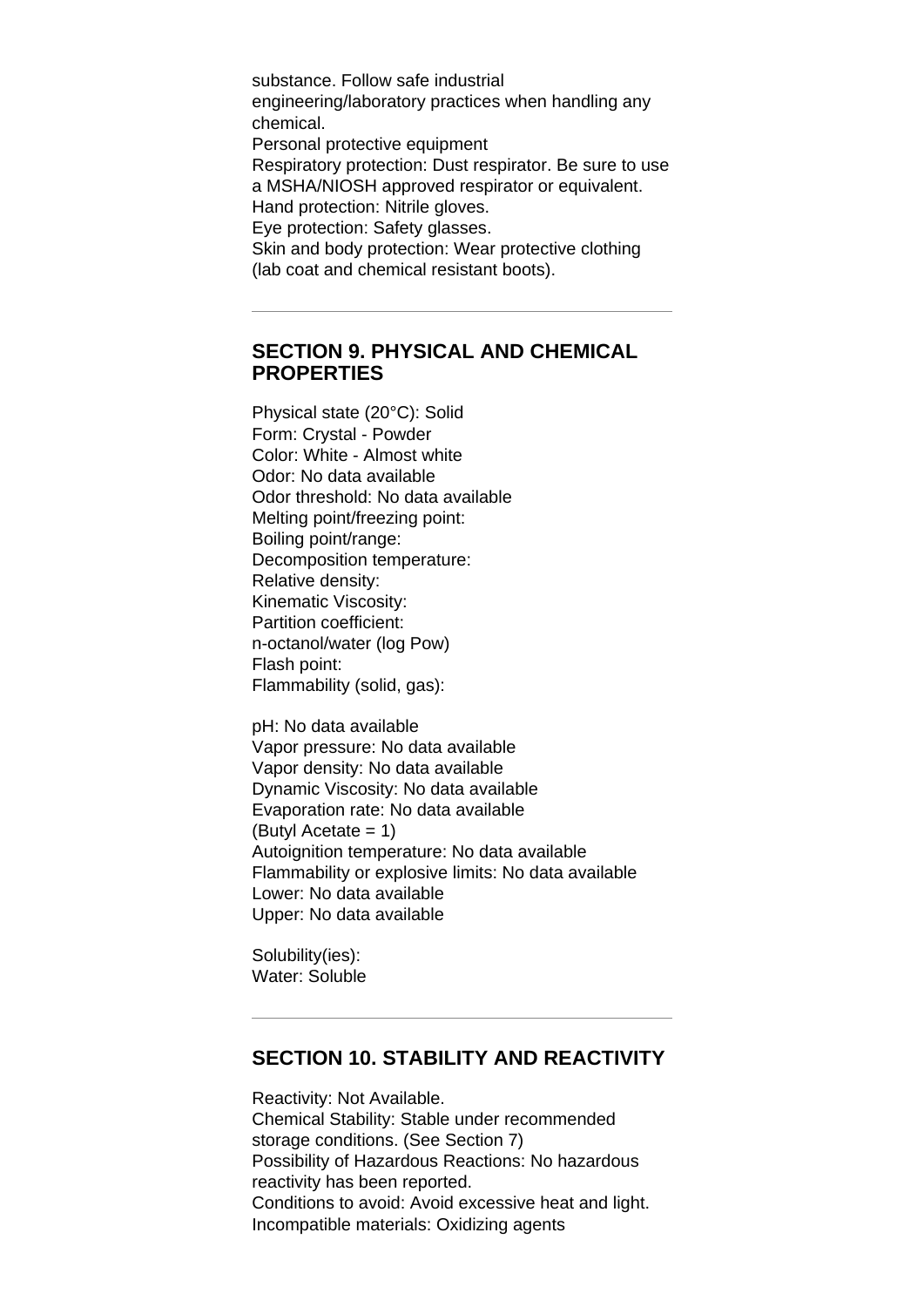substance. Follow safe industrial engineering/laboratory practices when handling any chemical.

Personal protective equipment

Respiratory protection: Dust respirator. Be sure to use a MSHA/NIOSH approved respirator or equivalent.

Hand protection: Nitrile gloves.

Eye protection: Safety glasses.

Skin and body protection: Wear protective clothing (lab coat and chemical resistant boots).

---

## SECTION 9. PHYSICAL AND CHEMICAL PROPERTIES

Physical state (20°C): Solid
Form: Crystal - Powder
Color: White - Almost white
Odor: No data available
Odor threshold: No data available
Melting point/freezing point:
Boiling point/range:
Decomposition temperature:
Relative density:
Kinematic Viscosity:
Partition coefficient:
n-octanol/water (log Pow)
Flash point:
Flammability (solid, gas):

pH: No data available
Vapor pressure: No data available
Vapor density: No data available
Dynamic Viscosity: No data available
Evaporation rate: No data available
(Butyl Acetate = 1)
Autoignition temperature: No data available
Flammability or explosive limits: No data available
Lower: No data available
Upper: No data available

Solubility(ies):
Water: Soluble

---

## SECTION 10. STABILITY AND REACTIVITY

Reactivity: Not Available.
Chemical Stability: Stable under recommended storage conditions. (See Section 7)
Possibility of Hazardous Reactions: No hazardous reactivity has been reported.
Conditions to avoid: Avoid excessive heat and light.
Incompatible materials: Oxidizing agents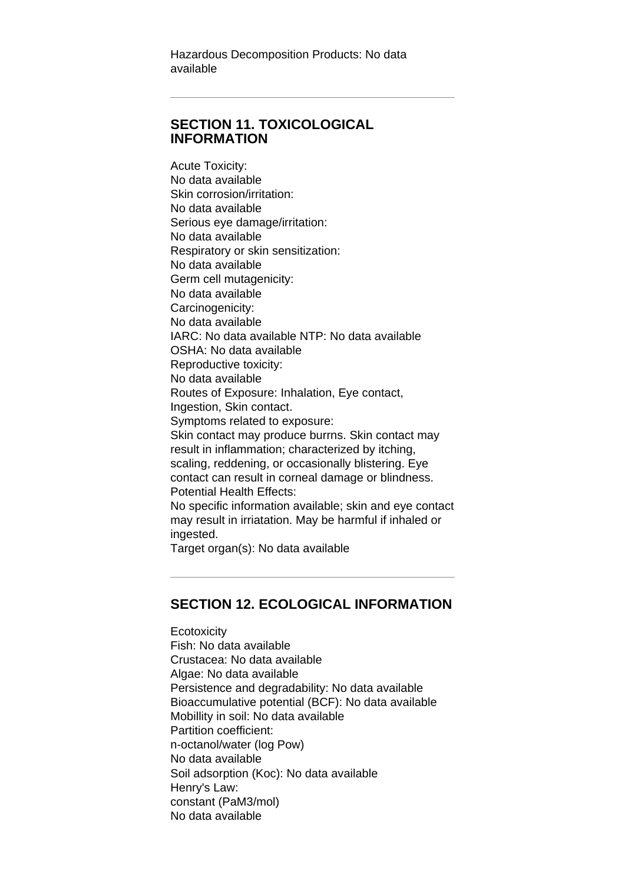Hazardous Decomposition Products: No data available

---

## SECTION 11. TOXICOLOGICAL INFORMATION

Acute Toxicity:
No data available
Skin corrosion/irritation:
No data available
Serious eye damage/irritation:
No data available
Respiratory or skin sensitization:
No data available
Germ cell mutagenicity:
No data available
Carcinogenicity:
No data available
IARC: No data available NTP: No data available
OSHA: No data available
Reproductive toxicity:
No data available
Routes of Exposure: Inhalation, Eye contact, Ingestion, Skin contact.
Symptoms related to exposure:
Skin contact may produce burrns. Skin contact may result in inflammation; characterized by itching, scaling, reddening, or occasionally blistering. Eye contact can result in corneal damage or blindness.
Potential Health Effects:
No specific information available; skin and eye contact may result in irriatation. May be harmful if inhaled or ingested.
Target organ(s): No data available

---

## SECTION 12. ECOLOGICAL INFORMATION

Ecotoxicity
Fish: No data available
Crustacea: No data available
Algae: No data available
Persistence and degradability: No data available
Bioaccumulative potential (BCF): No data available
Mobillity in soil: No data available
Partition coefficient:
n-octanol/water (log Pow)
No data available
Soil adsorption (Koc): No data available
Henry's Law:
constant (PaM3/mol)
No data available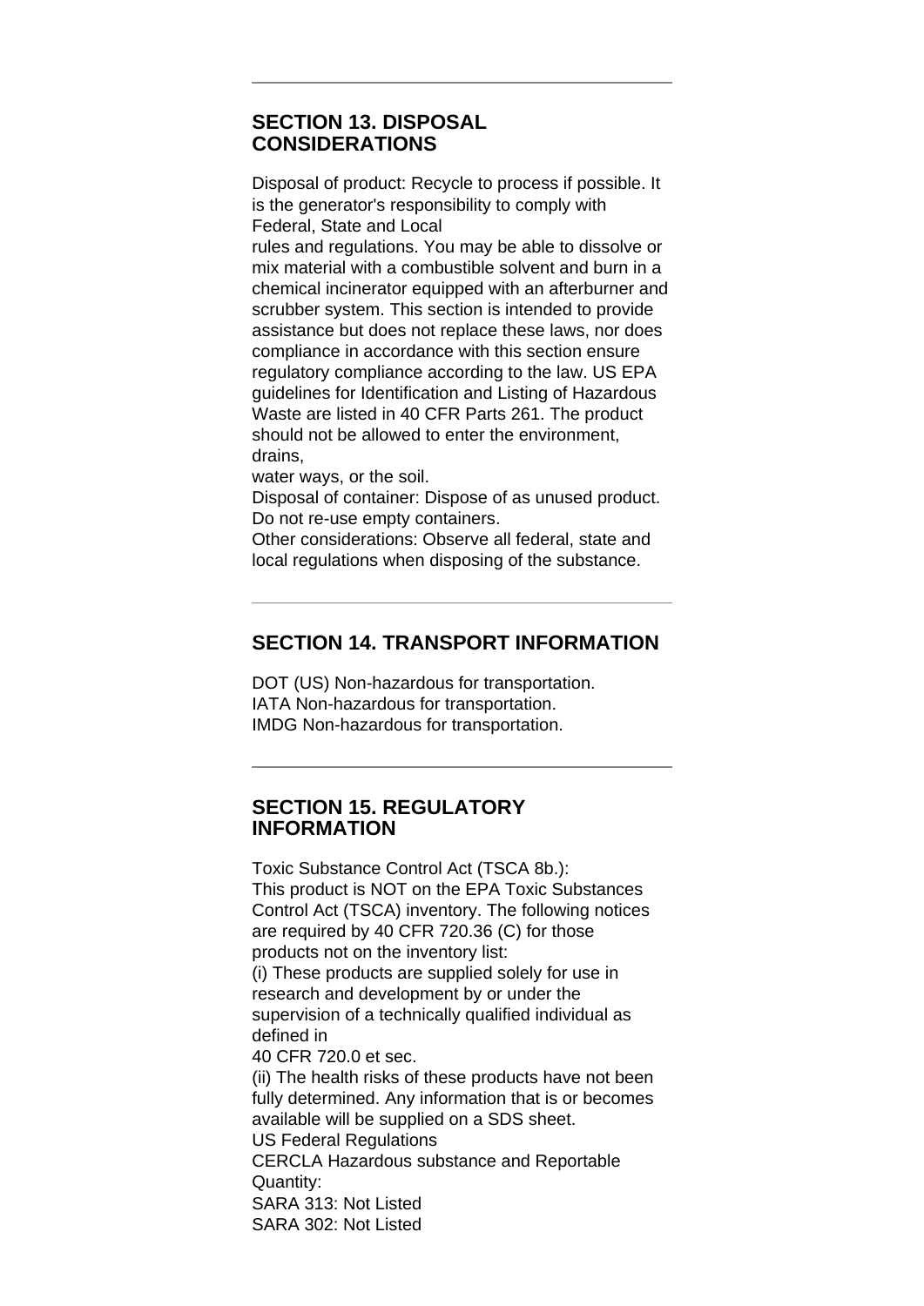## SECTION 13. DISPOSAL CONSIDERATIONS

Disposal of product: Recycle to process if possible. It is the generator's responsibility to comply with Federal, State and Local rules and regulations. You may be able to dissolve or mix material with a combustible solvent and burn in a chemical incinerator equipped with an afterburner and scrubber system. This section is intended to provide assistance but does not replace these laws, nor does compliance in accordance with this section ensure regulatory compliance according to the law. US EPA guidelines for Identification and Listing of Hazardous Waste are listed in 40 CFR Parts 261. The product should not be allowed to enter the environment, drains, water ways, or the soil.
Disposal of container: Dispose of as unused product. Do not re-use empty containers.
Other considerations: Observe all federal, state and local regulations when disposing of the substance.

## SECTION 14. TRANSPORT INFORMATION

DOT (US) Non-hazardous for transportation.
IATA Non-hazardous for transportation.
IMDG Non-hazardous for transportation.

## SECTION 15. REGULATORY INFORMATION

Toxic Substance Control Act (TSCA 8b.):
This product is NOT on the EPA Toxic Substances Control Act (TSCA) inventory. The following notices are required by 40 CFR 720.36 (C) for those products not on the inventory list:
(i) These products are supplied solely for use in research and development by or under the supervision of a technically qualified individual as defined in 40 CFR 720.0 et sec.
(ii) The health risks of these products have not been fully determined. Any information that is or becomes available will be supplied on a SDS sheet.
US Federal Regulations
CERCLA Hazardous substance and Reportable Quantity:
SARA 313: Not Listed
SARA 302: Not Listed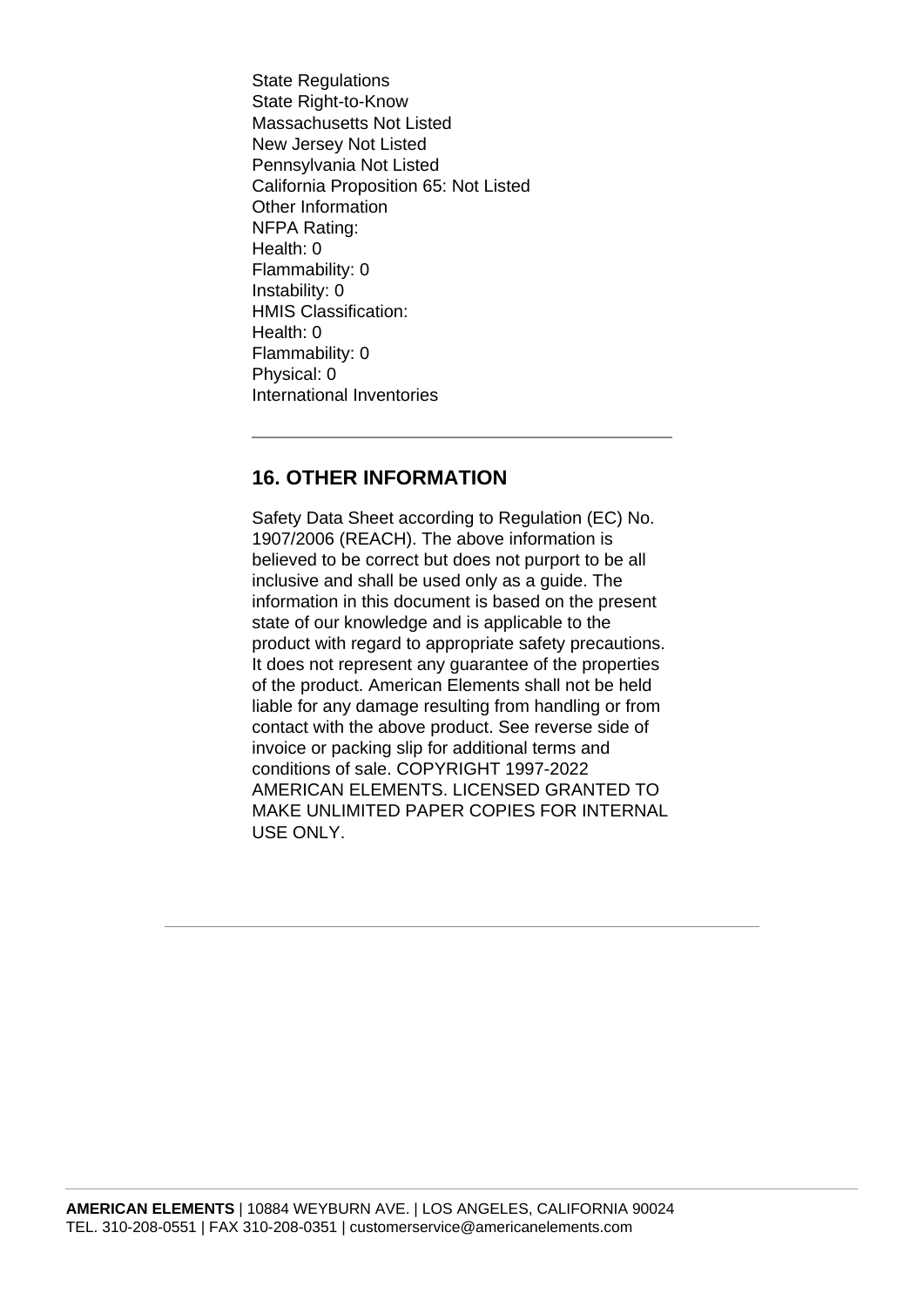State Regulations

State Right-to-Know

Massachusetts Not Listed

New Jersey Not Listed

Pennsylvania Not Listed

California Proposition 65: Not Listed

Other Information

NFPA Rating:

Health: 0

Flammability: 0

Instability: 0

HMIS Classification:

Health: 0

Flammability: 0

Physical: 0

International Inventories

---

## 16. OTHER INFORMATION

Safety Data Sheet according to Regulation (EC) No. 1907/2006 (REACH). The above information is believed to be correct but does not purport to be all inclusive and shall be used only as a guide. The information in this document is based on the present state of our knowledge and is applicable to the product with regard to appropriate safety precautions. It does not represent any guarantee of the properties of the product. American Elements shall not be held liable for any damage resulting from handling or from contact with the above product. See reverse side of invoice or packing slip for additional terms and conditions of sale. COPYRIGHT 1997-2022 AMERICAN ELEMENTS. LICENSED GRANTED TO MAKE UNLIMITED PAPER COPIES FOR INTERNAL USE ONLY.